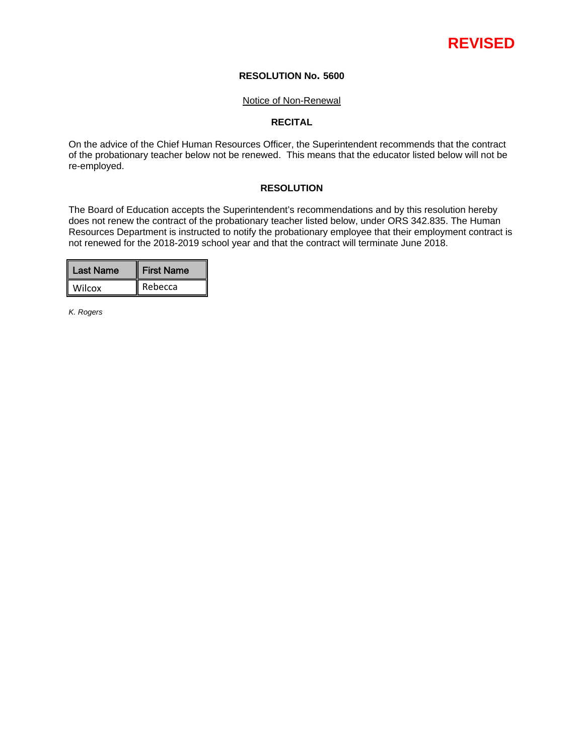**REVISED**

**RESOLUTION No. 5600**

Notice of Non-Renewal

**RECITAL**

On the advice of the Chief Human Resources Officer, the Superintendent recommends that the contract of the probationary teacher below not be renewed. This means that the educator listed below will not be re-employed.

**RESOLUTION**

The Board of Education accepts the Superintendent's recommendations and by this resolution hereby does not renew the contract of the probationary teacher listed below, under ORS 342.835. The Human Resources Department is instructed to notify the probationary employee that their employment contract is not renewed for the 2018-2019 school year and that the contract will terminate June 2018.

| Last Name | First Name |
| --- | --- |
| Wilcox | Rebecca |

*K. Rogers*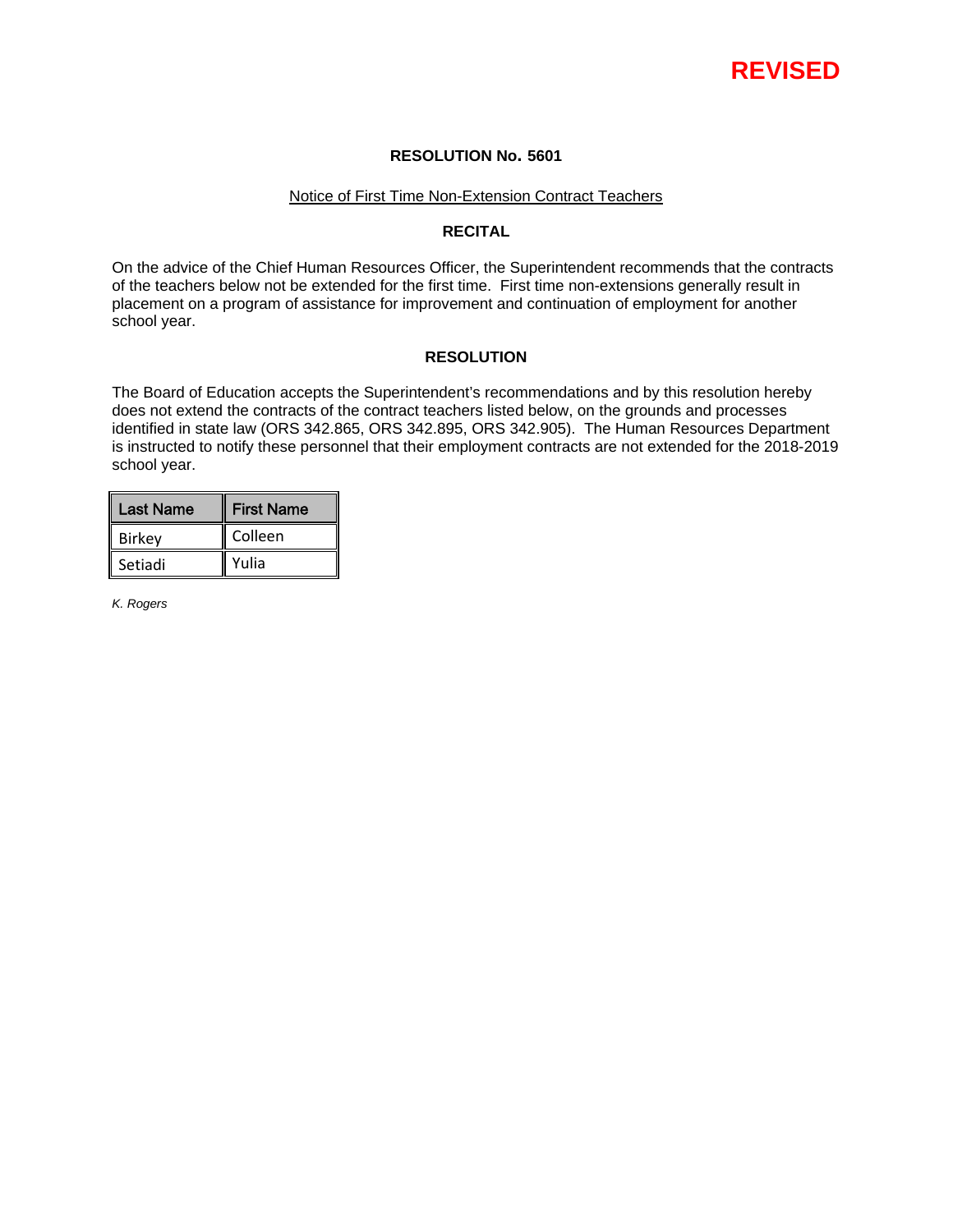**REVISED**

**RESOLUTION No. 5601**

Notice of First Time Non-Extension Contract Teachers

**RECITAL**

On the advice of the Chief Human Resources Officer, the Superintendent recommends that the contracts of the teachers below not be extended for the first time. First time non-extensions generally result in placement on a program of assistance for improvement and continuation of employment for another school year.

**RESOLUTION**

The Board of Education accepts the Superintendent's recommendations and by this resolution hereby does not extend the contracts of the contract teachers listed below, on the grounds and processes identified in state law (ORS 342.865, ORS 342.895, ORS 342.905). The Human Resources Department is instructed to notify these personnel that their employment contracts are not extended for the 2018-2019 school year.

| Last Name | First Name |
|---|---|
| Birkey | Colleen |
| Setiadi | Yulia |

*K. Rogers*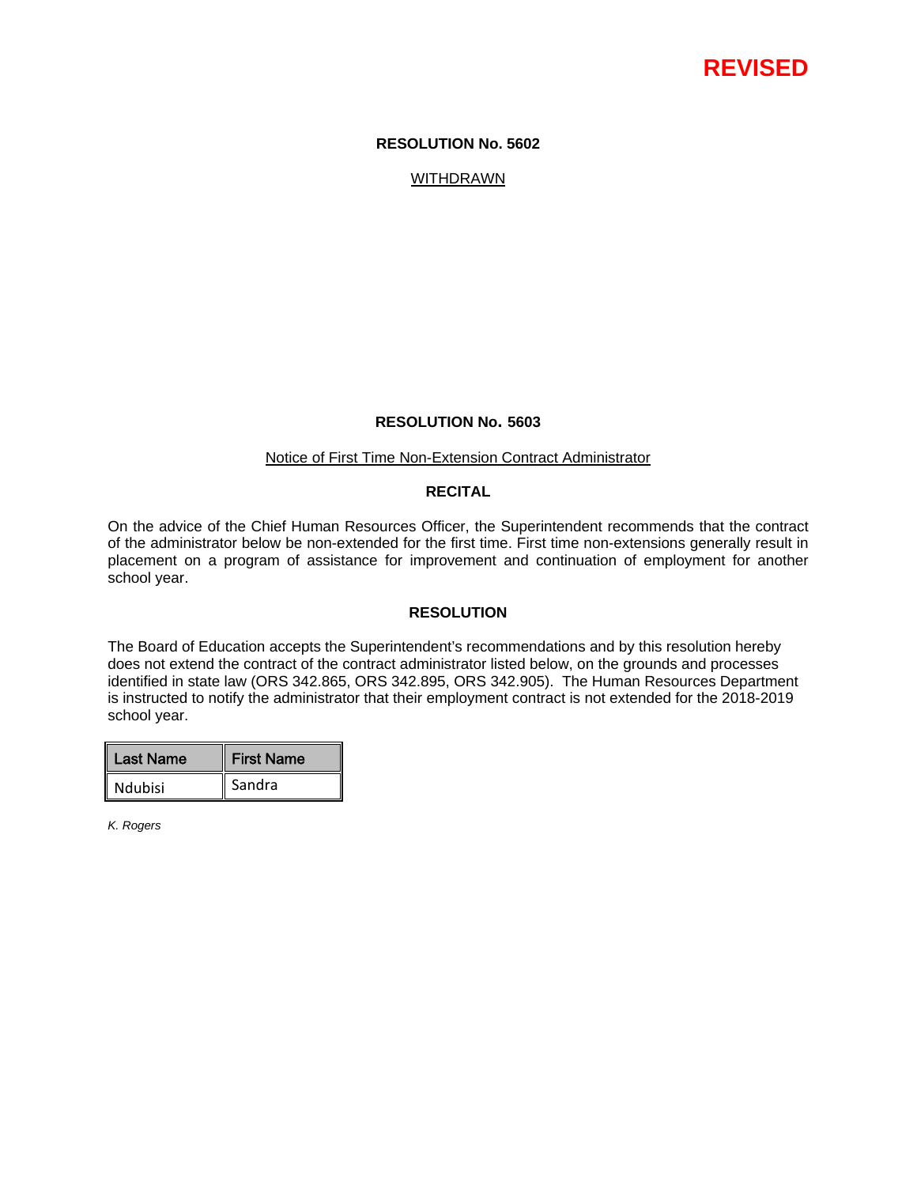**REVISED**

**RESOLUTION No. 5602**

WITHDRAWN

**RESOLUTION No. 5603**

Notice of First Time Non-Extension Contract Administrator

**RECITAL**

On the advice of the Chief Human Resources Officer, the Superintendent recommends that the contract of the administrator below be non-extended for the first time. First time non-extensions generally result in placement on a program of assistance for improvement and continuation of employment for another school year.

**RESOLUTION**

The Board of Education accepts the Superintendent's recommendations and by this resolution hereby does not extend the contract of the contract administrator listed below, on the grounds and processes identified in state law (ORS 342.865, ORS 342.895, ORS 342.905). The Human Resources Department is instructed to notify the administrator that their employment contract is not extended for the 2018-2019 school year.

| Last Name | First Name |
|---|---|
| Ndubisi | Sandra |

*K. Rogers*